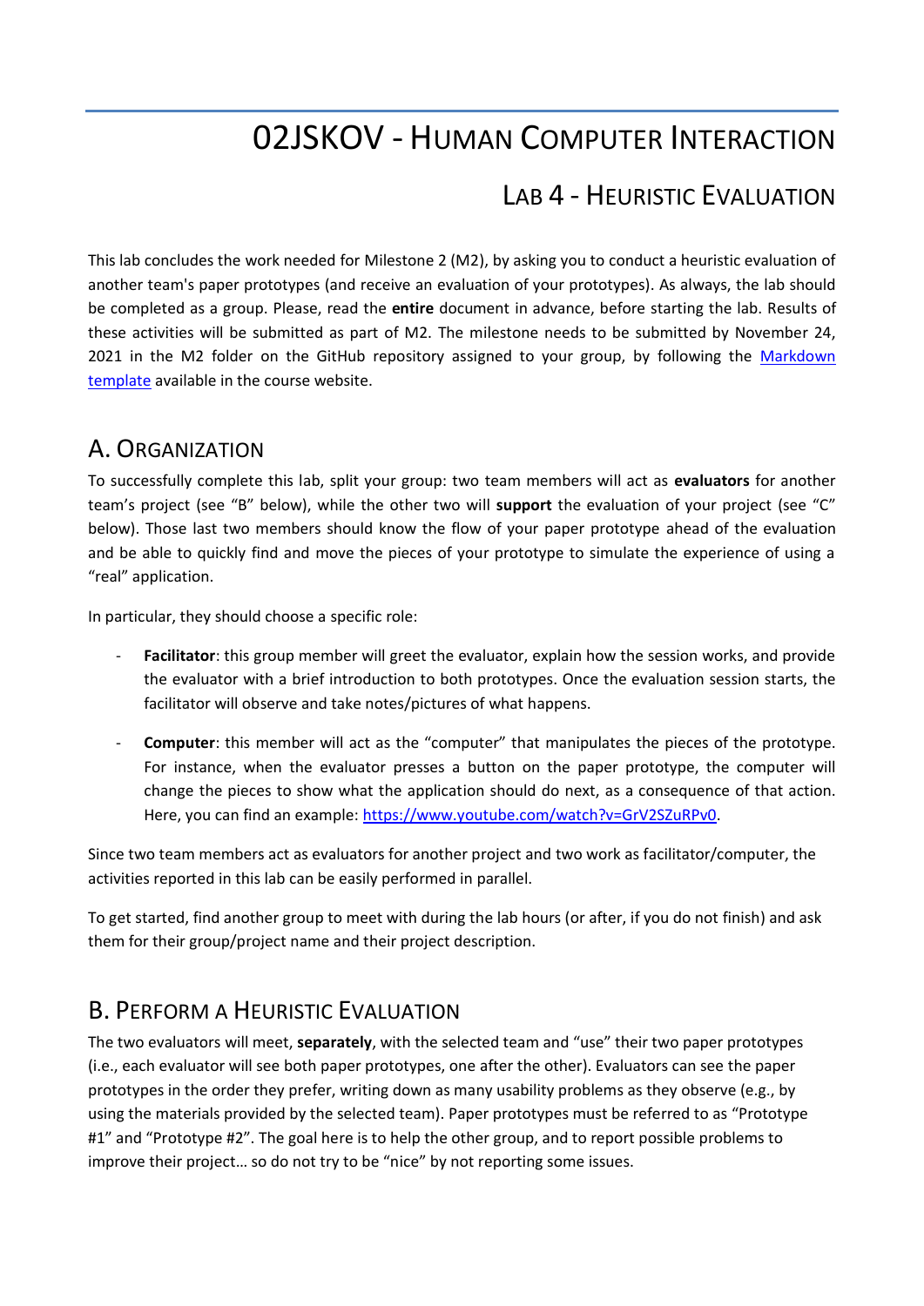# 02JSKOV - Human Computer Interaction

## Lab 4 - Heuristic Evaluation

This lab concludes the work needed for Milestone 2 (M2), by asking you to conduct a heuristic evaluation of another team's paper prototypes (and receive an evaluation of your prototypes). As always, the lab should be completed as a group. Please, read the **entire** document in advance, before starting the lab. Results of these activities will be submitted as part of M2. The milestone needs to be submitted by November 24, 2021 in the M2 folder on the GitHub repository assigned to your group, by following the [Markdown template]() available in the course website.

## A. Organization

To successfully complete this lab, split your group: two team members will act as **evaluators** for another team's project (see "B" below), while the other two will **support** the evaluation of your project (see "C" below). Those last two members should know the flow of your paper prototype ahead of the evaluation and be able to quickly find and move the pieces of your prototype to simulate the experience of using a "real" application.

In particular, they should choose a specific role:

- **Facilitator**: this group member will greet the evaluator, explain how the session works, and provide the evaluator with a brief introduction to both prototypes. Once the evaluation session starts, the facilitator will observe and take notes/pictures of what happens.
- **Computer**: this member will act as the "computer" that manipulates the pieces of the prototype. For instance, when the evaluator presses a button on the paper prototype, the computer will change the pieces to show what the application should do next, as a consequence of that action. Here, you can find an example: [https://www.youtube.com/watch?v=GrV2SZuRPv0](https://www.youtube.com/watch?v=GrV2SZuRPv0).

Since two team members act as evaluators for another project and two work as facilitator/computer, the activities reported in this lab can be easily performed in parallel.

To get started, find another group to meet with during the lab hours (or after, if you do not finish) and ask them for their group/project name and their project description.

## B. Perform a Heuristic Evaluation

The two evaluators will meet, **separately**, with the selected team and "use" their two paper prototypes (i.e., each evaluator will see both paper prototypes, one after the other). Evaluators can see the paper prototypes in the order they prefer, writing down as many usability problems as they observe (e.g., by using the materials provided by the selected team). Paper prototypes must be referred to as "Prototype #1" and "Prototype #2". The goal here is to help the other group, and to report possible problems to improve their project… so do not try to be "nice" by not reporting some issues.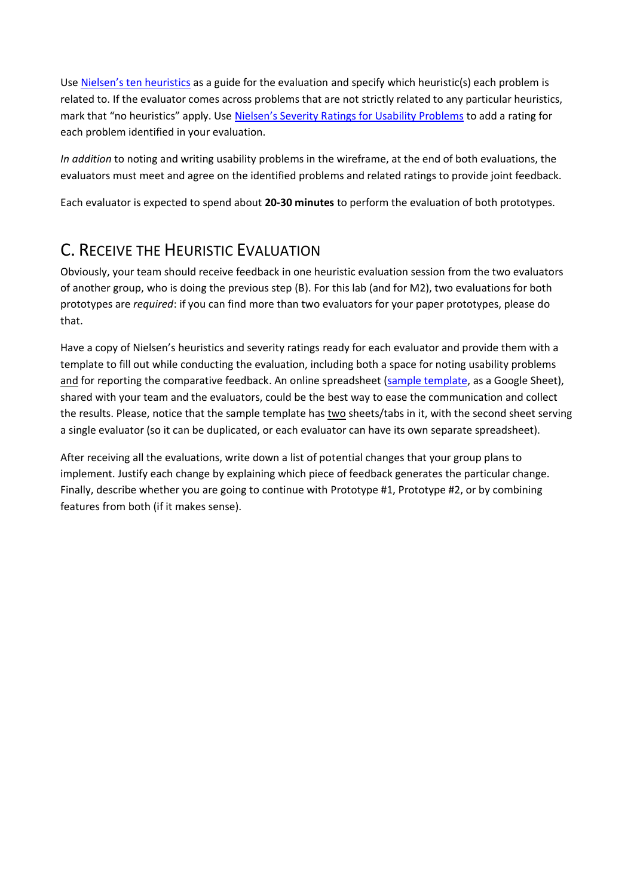Use Nielsen's ten heuristics as a guide for the evaluation and specify which heuristic(s) each problem is related to. If the evaluator comes across problems that are not strictly related to any particular heuristics, mark that "no heuristics" apply. Use Nielsen's Severity Ratings for Usability Problems to add a rating for each problem identified in your evaluation.

*In addition* to noting and writing usability problems in the wireframe, at the end of both evaluations, the evaluators must meet and agree on the identified problems and related ratings to provide joint feedback.

Each evaluator is expected to spend about **20-30 minutes** to perform the evaluation of both prototypes.

## C. Receive the Heuristic Evaluation

Obviously, your team should receive feedback in one heuristic evaluation session from the two evaluators of another group, who is doing the previous step (B). For this lab (and for M2), two evaluations for both prototypes are *required*: if you can find more than two evaluators for your paper prototypes, please do that.

Have a copy of Nielsen's heuristics and severity ratings ready for each evaluator and provide them with a template to fill out while conducting the evaluation, including both a space for noting usability problems and for reporting the comparative feedback. An online spreadsheet (sample template, as a Google Sheet), shared with your team and the evaluators, could be the best way to ease the communication and collect the results. Please, notice that the sample template has two sheets/tabs in it, with the second sheet serving a single evaluator (so it can be duplicated, or each evaluator can have its own separate spreadsheet).

After receiving all the evaluations, write down a list of potential changes that your group plans to implement. Justify each change by explaining which piece of feedback generates the particular change. Finally, describe whether you are going to continue with Prototype #1, Prototype #2, or by combining features from both (if it makes sense).